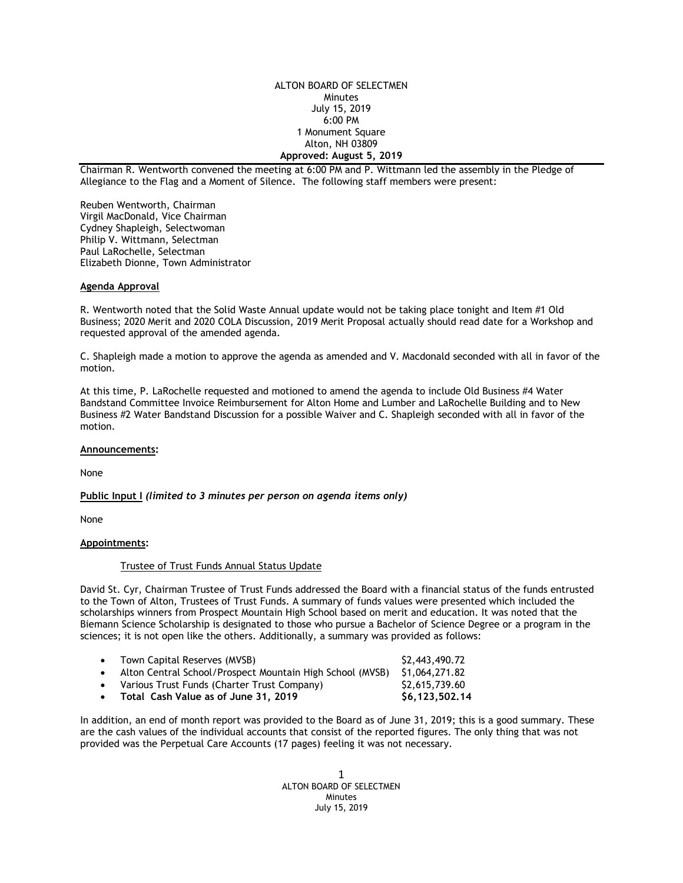ALTON BOARD OF SELECTMEN
Minutes
July 15, 2019
6:00 PM
1 Monument Square
Alton, NH 03809
**Approved: August 5, 2019**

Chairman R. Wentworth convened the meeting at 6:00 PM and P. Wittmann led the assembly in the Pledge of Allegiance to the Flag and a Moment of Silence. The following staff members were present:

Reuben Wentworth, Chairman
Virgil MacDonald, Vice Chairman
Cydney Shapleigh, Selectwoman
Philip V. Wittmann, Selectman
Paul LaRochelle, Selectman
Elizabeth Dionne, Town Administrator

**Agenda Approval**

R. Wentworth noted that the Solid Waste Annual update would not be taking place tonight and Item #1 Old Business; 2020 Merit and 2020 COLA Discussion, 2019 Merit Proposal actually should read date for a Workshop and requested approval of the amended agenda.

C. Shapleigh made a motion to approve the agenda as amended and V. Macdonald seconded with all in favor of the motion.

At this time, P. LaRochelle requested and motioned to amend the agenda to include Old Business #4 Water Bandstand Committee Invoice Reimbursement for Alton Home and Lumber and LaRochelle Building and to New Business #2 Water Bandstand Discussion for a possible Waiver and C. Shapleigh seconded with all in favor of the motion.

**Announcements:**

None

**Public Input I** ***(limited to 3 minutes per person on agenda items only)***

None

**Appointments:**

Trustee of Trust Funds Annual Status Update

David St. Cyr, Chairman Trustee of Trust Funds addressed the Board with a financial status of the funds entrusted to the Town of Alton, Trustees of Trust Funds. A summary of funds values were presented which included the scholarships winners from Prospect Mountain High School based on merit and education. It was noted that the Biemann Science Scholarship is designated to those who pursue a Bachelor of Science Degree or a program in the sciences; it is not open like the others. Additionally, a summary was provided as follows:

- Town Capital Reserves (MVSB) $2,443,490.72
- Alton Central School/Prospect Mountain High School (MVSB) $1,064,271.82
- Various Trust Funds (Charter Trust Company) $2,615,739.60
- **Total Cash Value as of June 31, 2019 $6,123,502.14**

In addition, an end of month report was provided to the Board as of June 31, 2019; this is a good summary. These are the cash values of the individual accounts that consist of the reported figures. The only thing that was not provided was the Perpetual Care Accounts (17 pages) feeling it was not necessary.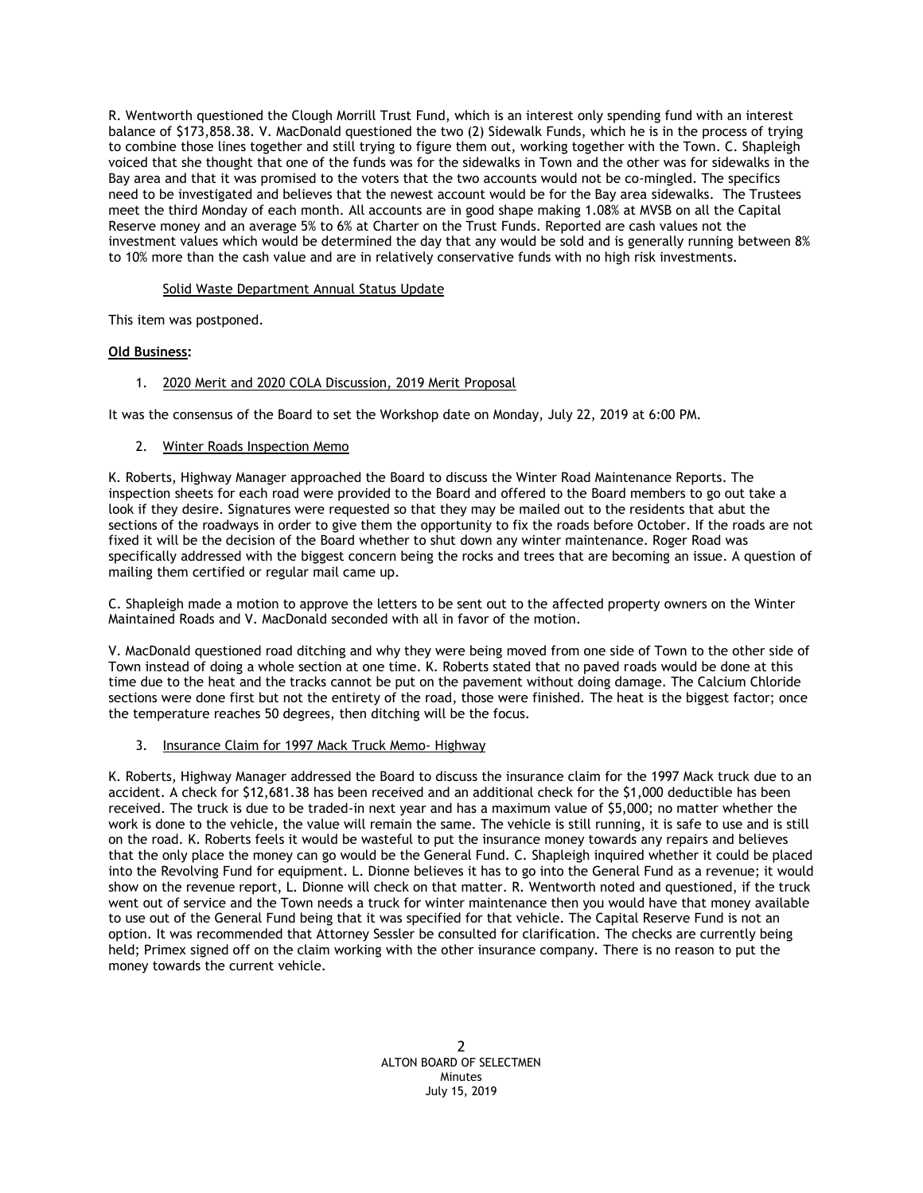R. Wentworth questioned the Clough Morrill Trust Fund, which is an interest only spending fund with an interest balance of $173,858.38. V. MacDonald questioned the two (2) Sidewalk Funds, which he is in the process of trying to combine those lines together and still trying to figure them out, working together with the Town. C. Shapleigh voiced that she thought that one of the funds was for the sidewalks in Town and the other was for sidewalks in the Bay area and that it was promised to the voters that the two accounts would not be co-mingled. The specifics need to be investigated and believes that the newest account would be for the Bay area sidewalks. The Trustees meet the third Monday of each month. All accounts are in good shape making 1.08% at MVSB on all the Capital Reserve money and an average 5% to 6% at Charter on the Trust Funds. Reported are cash values not the investment values which would be determined the day that any would be sold and is generally running between 8% to 10% more than the cash value and are in relatively conservative funds with no high risk investments.

Solid Waste Department Annual Status Update

This item was postponed.

**Old Business:**

1. 2020 Merit and 2020 COLA Discussion, 2019 Merit Proposal

It was the consensus of the Board to set the Workshop date on Monday, July 22, 2019 at 6:00 PM.

2. Winter Roads Inspection Memo

K. Roberts, Highway Manager approached the Board to discuss the Winter Road Maintenance Reports. The inspection sheets for each road were provided to the Board and offered to the Board members to go out take a look if they desire. Signatures were requested so that they may be mailed out to the residents that abut the sections of the roadways in order to give them the opportunity to fix the roads before October. If the roads are not fixed it will be the decision of the Board whether to shut down any winter maintenance. Roger Road was specifically addressed with the biggest concern being the rocks and trees that are becoming an issue. A question of mailing them certified or regular mail came up.

C. Shapleigh made a motion to approve the letters to be sent out to the affected property owners on the Winter Maintained Roads and V. MacDonald seconded with all in favor of the motion.

V. MacDonald questioned road ditching and why they were being moved from one side of Town to the other side of Town instead of doing a whole section at one time. K. Roberts stated that no paved roads would be done at this time due to the heat and the tracks cannot be put on the pavement without doing damage. The Calcium Chloride sections were done first but not the entirety of the road, those were finished. The heat is the biggest factor; once the temperature reaches 50 degrees, then ditching will be the focus.

3. Insurance Claim for 1997 Mack Truck Memo- Highway

K. Roberts, Highway Manager addressed the Board to discuss the insurance claim for the 1997 Mack truck due to an accident. A check for $12,681.38 has been received and an additional check for the $1,000 deductible has been received. The truck is due to be traded-in next year and has a maximum value of $5,000; no matter whether the work is done to the vehicle, the value will remain the same. The vehicle is still running, it is safe to use and is still on the road. K. Roberts feels it would be wasteful to put the insurance money towards any repairs and believes that the only place the money can go would be the General Fund. C. Shapleigh inquired whether it could be placed into the Revolving Fund for equipment. L. Dionne believes it has to go into the General Fund as a revenue; it would show on the revenue report, L. Dionne will check on that matter. R. Wentworth noted and questioned, if the truck went out of service and the Town needs a truck for winter maintenance then you would have that money available to use out of the General Fund being that it was specified for that vehicle. The Capital Reserve Fund is not an option. It was recommended that Attorney Sessler be consulted for clarification. The checks are currently being held; Primex signed off on the claim working with the other insurance company. There is no reason to put the money towards the current vehicle.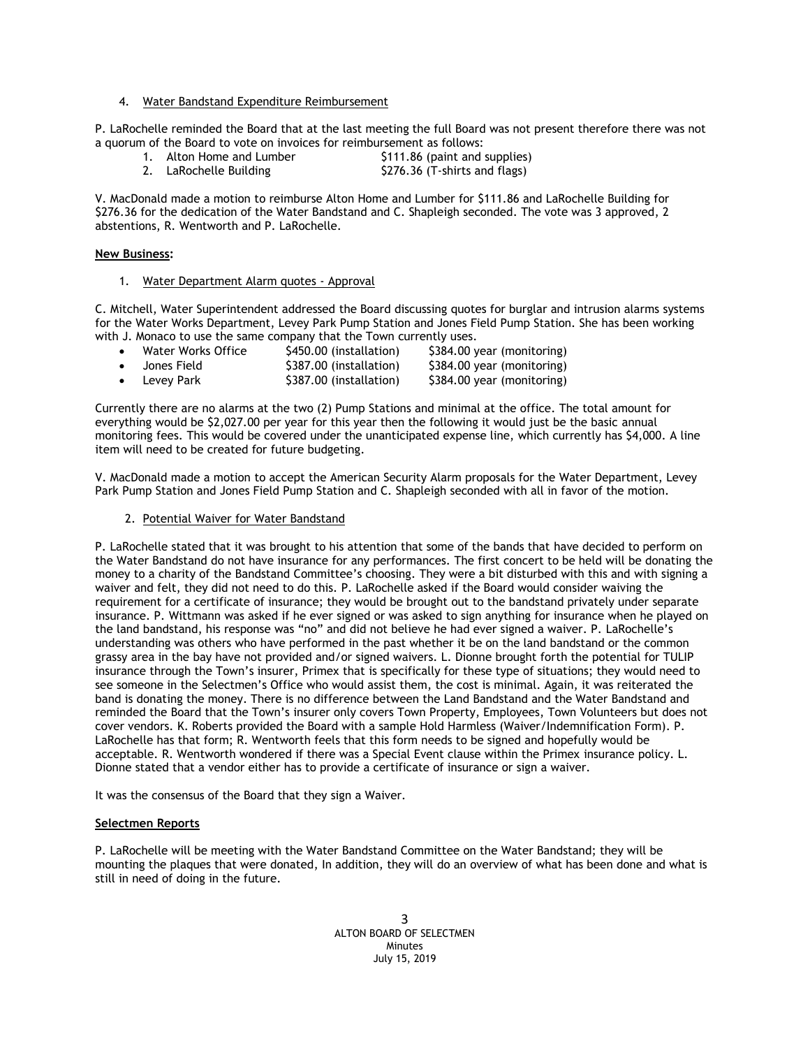4. Water Bandstand Expenditure Reimbursement

P. LaRochelle reminded the Board that at the last meeting the full Board was not present therefore there was not a quorum of the Board to vote on invoices for reimbursement as follows:

1. Alton Home and Lumber $111.86 (paint and supplies)
2. LaRochelle Building $276.36 (T-shirts and flags)

V. MacDonald made a motion to reimburse Alton Home and Lumber for $111.86 and LaRochelle Building for $276.36 for the dedication of the Water Bandstand and C. Shapleigh seconded. The vote was 3 approved, 2 abstentions, R. Wentworth and P. LaRochelle.

**New Business:**

1. Water Department Alarm quotes - Approval

C. Mitchell, Water Superintendent addressed the Board discussing quotes for burglar and intrusion alarms systems for the Water Works Department, Levey Park Pump Station and Jones Field Pump Station. She has been working with J. Monaco to use the same company that the Town currently uses.

- Water Works Office $450.00 (installation) $384.00 year (monitoring)
- Jones Field $387.00 (installation) $384.00 year (monitoring)
- Levey Park $387.00 (installation) $384.00 year (monitoring)

Currently there are no alarms at the two (2) Pump Stations and minimal at the office. The total amount for everything would be $2,027.00 per year for this year then the following it would just be the basic annual monitoring fees. This would be covered under the unanticipated expense line, which currently has $4,000. A line item will need to be created for future budgeting.

V. MacDonald made a motion to accept the American Security Alarm proposals for the Water Department, Levey Park Pump Station and Jones Field Pump Station and C. Shapleigh seconded with all in favor of the motion.

2. Potential Waiver for Water Bandstand

P. LaRochelle stated that it was brought to his attention that some of the bands that have decided to perform on the Water Bandstand do not have insurance for any performances. The first concert to be held will be donating the money to a charity of the Bandstand Committee's choosing. They were a bit disturbed with this and with signing a waiver and felt, they did not need to do this. P. LaRochelle asked if the Board would consider waiving the requirement for a certificate of insurance; they would be brought out to the bandstand privately under separate insurance. P. Wittmann was asked if he ever signed or was asked to sign anything for insurance when he played on the land bandstand, his response was "no" and did not believe he had ever signed a waiver. P. LaRochelle's understanding was others who have performed in the past whether it be on the land bandstand or the common grassy area in the bay have not provided and/or signed waivers. L. Dionne brought forth the potential for TULIP insurance through the Town's insurer, Primex that is specifically for these type of situations; they would need to see someone in the Selectmen's Office who would assist them, the cost is minimal. Again, it was reiterated the band is donating the money. There is no difference between the Land Bandstand and the Water Bandstand and reminded the Board that the Town's insurer only covers Town Property, Employees, Town Volunteers but does not cover vendors. K. Roberts provided the Board with a sample Hold Harmless (Waiver/Indemnification Form). P. LaRochelle has that form; R. Wentworth feels that this form needs to be signed and hopefully would be acceptable. R. Wentworth wondered if there was a Special Event clause within the Primex insurance policy. L. Dionne stated that a vendor either has to provide a certificate of insurance or sign a waiver.

It was the consensus of the Board that they sign a Waiver.

**Selectmen Reports**

P. LaRochelle will be meeting with the Water Bandstand Committee on the Water Bandstand; they will be mounting the plaques that were donated, In addition, they will do an overview of what has been done and what is still in need of doing in the future.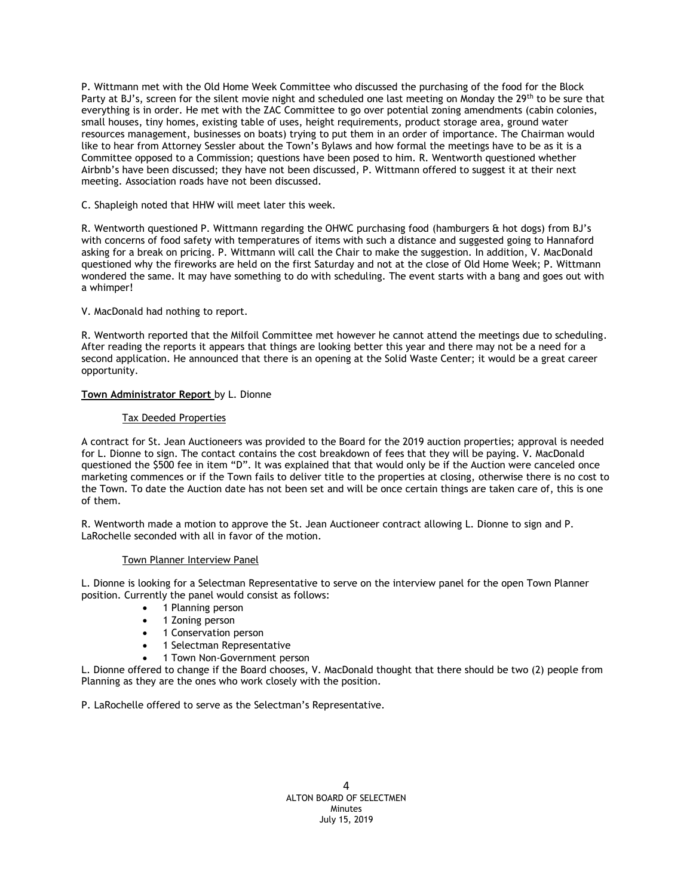P. Wittmann met with the Old Home Week Committee who discussed the purchasing of the food for the Block Party at BJ's, screen for the silent movie night and scheduled one last meeting on Monday the 29th to be sure that everything is in order. He met with the ZAC Committee to go over potential zoning amendments (cabin colonies, small houses, tiny homes, existing table of uses, height requirements, product storage area, ground water resources management, businesses on boats) trying to put them in an order of importance. The Chairman would like to hear from Attorney Sessler about the Town's Bylaws and how formal the meetings have to be as it is a Committee opposed to a Commission; questions have been posed to him. R. Wentworth questioned whether Airbnb's have been discussed; they have not been discussed, P. Wittmann offered to suggest it at their next meeting. Association roads have not been discussed.

C. Shapleigh noted that HHW will meet later this week.

R. Wentworth questioned P. Wittmann regarding the OHWC purchasing food (hamburgers & hot dogs) from BJ's with concerns of food safety with temperatures of items with such a distance and suggested going to Hannaford asking for a break on pricing. P. Wittmann will call the Chair to make the suggestion. In addition, V. MacDonald questioned why the fireworks are held on the first Saturday and not at the close of Old Home Week; P. Wittmann wondered the same. It may have something to do with scheduling. The event starts with a bang and goes out with a whimper!

V. MacDonald had nothing to report.

R. Wentworth reported that the Milfoil Committee met however he cannot attend the meetings due to scheduling. After reading the reports it appears that things are looking better this year and there may not be a need for a second application. He announced that there is an opening at the Solid Waste Center; it would be a great career opportunity.

**Town Administrator Report** by L. Dionne

Tax Deeded Properties

A contract for St. Jean Auctioneers was provided to the Board for the 2019 auction properties; approval is needed for L. Dionne to sign. The contact contains the cost breakdown of fees that they will be paying. V. MacDonald questioned the $500 fee in item "D". It was explained that that would only be if the Auction were canceled once marketing commences or if the Town fails to deliver title to the properties at closing, otherwise there is no cost to the Town. To date the Auction date has not been set and will be once certain things are taken care of, this is one of them.

R. Wentworth made a motion to approve the St. Jean Auctioneer contract allowing L. Dionne to sign and P. LaRochelle seconded with all in favor of the motion.

Town Planner Interview Panel

L. Dionne is looking for a Selectman Representative to serve on the interview panel for the open Town Planner position. Currently the panel would consist as follows:

- 1 Planning person
- 1 Zoning person
- 1 Conservation person
- 1 Selectman Representative
- 1 Town Non-Government person

L. Dionne offered to change if the Board chooses, V. MacDonald thought that there should be two (2) people from Planning as they are the ones who work closely with the position.

P. LaRochelle offered to serve as the Selectman's Representative.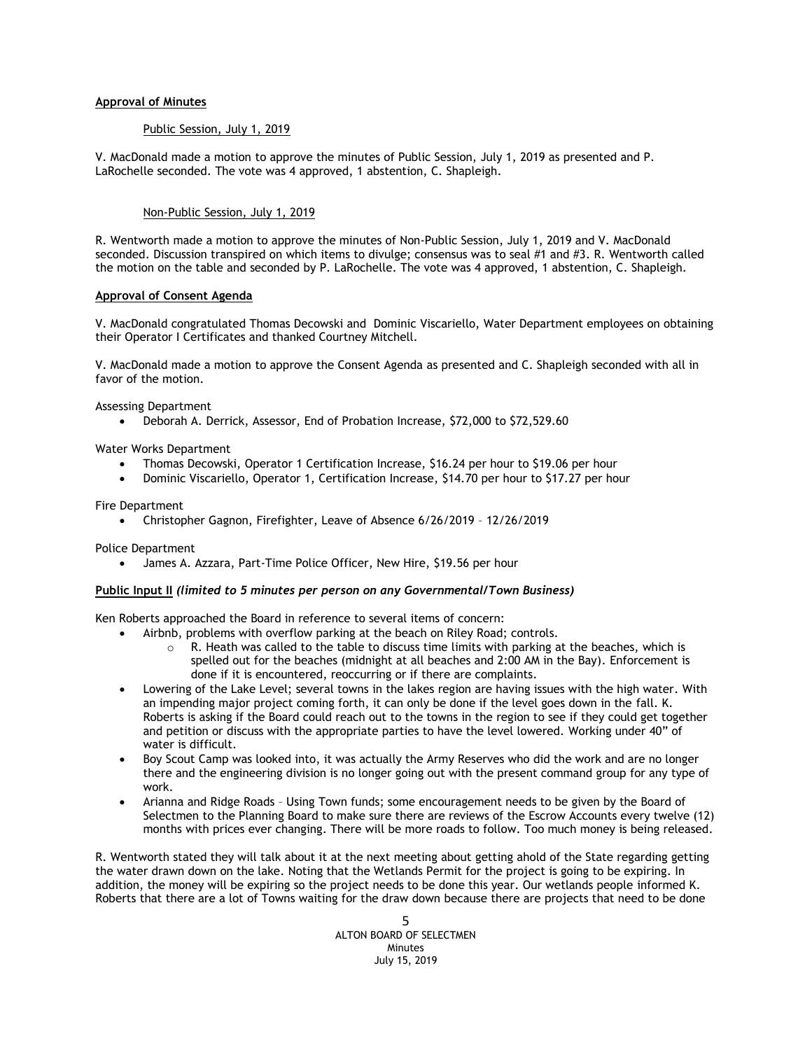**Approval of Minutes**

Public Session, July 1, 2019

V. MacDonald made a motion to approve the minutes of Public Session, July 1, 2019 as presented and P. LaRochelle seconded. The vote was 4 approved, 1 abstention, C. Shapleigh.

Non-Public Session, July 1, 2019

R. Wentworth made a motion to approve the minutes of Non-Public Session, July 1, 2019 and V. MacDonald seconded. Discussion transpired on which items to divulge; consensus was to seal #1 and #3. R. Wentworth called the motion on the table and seconded by P. LaRochelle. The vote was 4 approved, 1 abstention, C. Shapleigh.

**Approval of Consent Agenda**

V. MacDonald congratulated Thomas Decowski and Dominic Viscariello, Water Department employees on obtaining their Operator I Certificates and thanked Courtney Mitchell.

V. MacDonald made a motion to approve the Consent Agenda as presented and C. Shapleigh seconded with all in favor of the motion.

Assessing Department

- Deborah A. Derrick, Assessor, End of Probation Increase, $72,000 to $72,529.60

Water Works Department

- Thomas Decowski, Operator 1 Certification Increase, $16.24 per hour to $19.06 per hour
- Dominic Viscariello, Operator 1, Certification Increase, $14.70 per hour to $17.27 per hour

Fire Department

- Christopher Gagnon, Firefighter, Leave of Absence 6/26/2019 – 12/26/2019

Police Department

- James A. Azzara, Part-Time Police Officer, New Hire, $19.56 per hour

**Public Input II** ***(limited to 5 minutes per person on any Governmental/Town Business)***

Ken Roberts approached the Board in reference to several items of concern:

- Airbnb, problems with overflow parking at the beach on Riley Road; controls.
  - R. Heath was called to the table to discuss time limits with parking at the beaches, which is spelled out for the beaches (midnight at all beaches and 2:00 AM in the Bay). Enforcement is done if it is encountered, reoccurring or if there are complaints.
- Lowering of the Lake Level; several towns in the lakes region are having issues with the high water. With an impending major project coming forth, it can only be done if the level goes down in the fall. K. Roberts is asking if the Board could reach out to the towns in the region to see if they could get together and petition or discuss with the appropriate parties to have the level lowered. Working under 40" of water is difficult.
- Boy Scout Camp was looked into, it was actually the Army Reserves who did the work and are no longer there and the engineering division is no longer going out with the present command group for any type of work.
- Arianna and Ridge Roads – Using Town funds; some encouragement needs to be given by the Board of Selectmen to the Planning Board to make sure there are reviews of the Escrow Accounts every twelve (12) months with prices ever changing. There will be more roads to follow. Too much money is being released.

R. Wentworth stated they will talk about it at the next meeting about getting ahold of the State regarding getting the water drawn down on the lake. Noting that the Wetlands Permit for the project is going to be expiring. In addition, the money will be expiring so the project needs to be done this year. Our wetlands people informed K. Roberts that there are a lot of Towns waiting for the draw down because there are projects that need to be done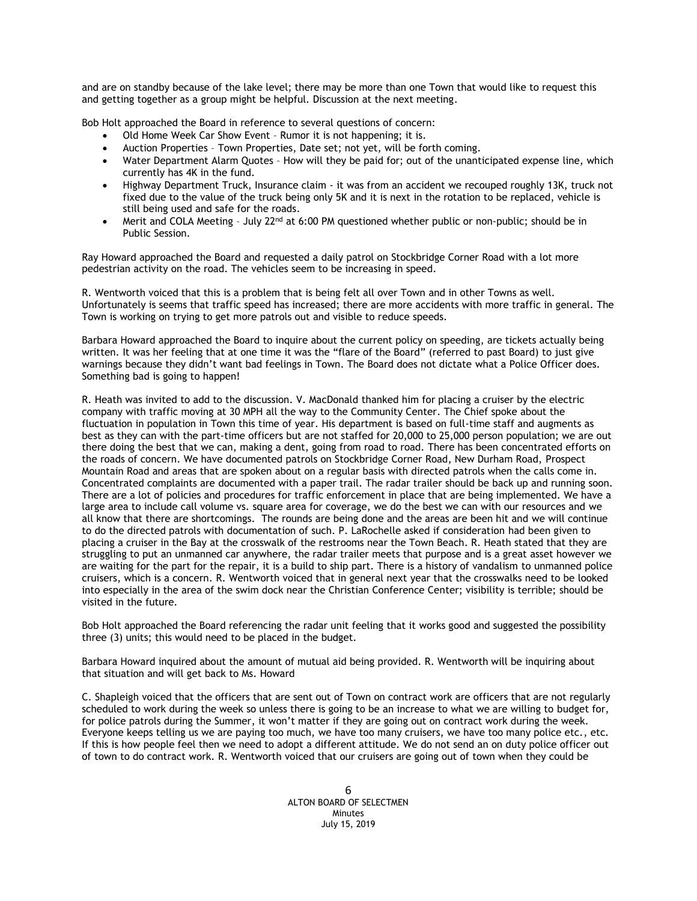and are on standby because of the lake level; there may be more than one Town that would like to request this and getting together as a group might be helpful. Discussion at the next meeting.

Bob Holt approached the Board in reference to several questions of concern:

- Old Home Week Car Show Event – Rumor it is not happening; it is.
- Auction Properties – Town Properties, Date set; not yet, will be forth coming.
- Water Department Alarm Quotes – How will they be paid for; out of the unanticipated expense line, which currently has 4K in the fund.
- Highway Department Truck, Insurance claim - it was from an accident we recouped roughly 13K, truck not fixed due to the value of the truck being only 5K and it is next in the rotation to be replaced, vehicle is still being used and safe for the roads.
- Merit and COLA Meeting – July 22nd at 6:00 PM questioned whether public or non-public; should be in Public Session.

Ray Howard approached the Board and requested a daily patrol on Stockbridge Corner Road with a lot more pedestrian activity on the road. The vehicles seem to be increasing in speed.

R. Wentworth voiced that this is a problem that is being felt all over Town and in other Towns as well. Unfortunately is seems that traffic speed has increased; there are more accidents with more traffic in general. The Town is working on trying to get more patrols out and visible to reduce speeds.

Barbara Howard approached the Board to inquire about the current policy on speeding, are tickets actually being written. It was her feeling that at one time it was the "flare of the Board" (referred to past Board) to just give warnings because they didn't want bad feelings in Town. The Board does not dictate what a Police Officer does. Something bad is going to happen!

R. Heath was invited to add to the discussion. V. MacDonald thanked him for placing a cruiser by the electric company with traffic moving at 30 MPH all the way to the Community Center. The Chief spoke about the fluctuation in population in Town this time of year. His department is based on full-time staff and augments as best as they can with the part-time officers but are not staffed for 20,000 to 25,000 person population; we are out there doing the best that we can, making a dent, going from road to road. There has been concentrated efforts on the roads of concern. We have documented patrols on Stockbridge Corner Road, New Durham Road, Prospect Mountain Road and areas that are spoken about on a regular basis with directed patrols when the calls come in. Concentrated complaints are documented with a paper trail. The radar trailer should be back up and running soon. There are a lot of policies and procedures for traffic enforcement in place that are being implemented. We have a large area to include call volume vs. square area for coverage, we do the best we can with our resources and we all know that there are shortcomings. The rounds are being done and the areas are been hit and we will continue to do the directed patrols with documentation of such. P. LaRochelle asked if consideration had been given to placing a cruiser in the Bay at the crosswalk of the restrooms near the Town Beach. R. Heath stated that they are struggling to put an unmanned car anywhere, the radar trailer meets that purpose and is a great asset however we are waiting for the part for the repair, it is a build to ship part. There is a history of vandalism to unmanned police cruisers, which is a concern. R. Wentworth voiced that in general next year that the crosswalks need to be looked into especially in the area of the swim dock near the Christian Conference Center; visibility is terrible; should be visited in the future.

Bob Holt approached the Board referencing the radar unit feeling that it works good and suggested the possibility three (3) units; this would need to be placed in the budget.

Barbara Howard inquired about the amount of mutual aid being provided. R. Wentworth will be inquiring about that situation and will get back to Ms. Howard

C. Shapleigh voiced that the officers that are sent out of Town on contract work are officers that are not regularly scheduled to work during the week so unless there is going to be an increase to what we are willing to budget for, for police patrols during the Summer, it won't matter if they are going out on contract work during the week. Everyone keeps telling us we are paying too much, we have too many cruisers, we have too many police etc., etc. If this is how people feel then we need to adopt a different attitude. We do not send an on duty police officer out of town to do contract work. R. Wentworth voiced that our cruisers are going out of town when they could be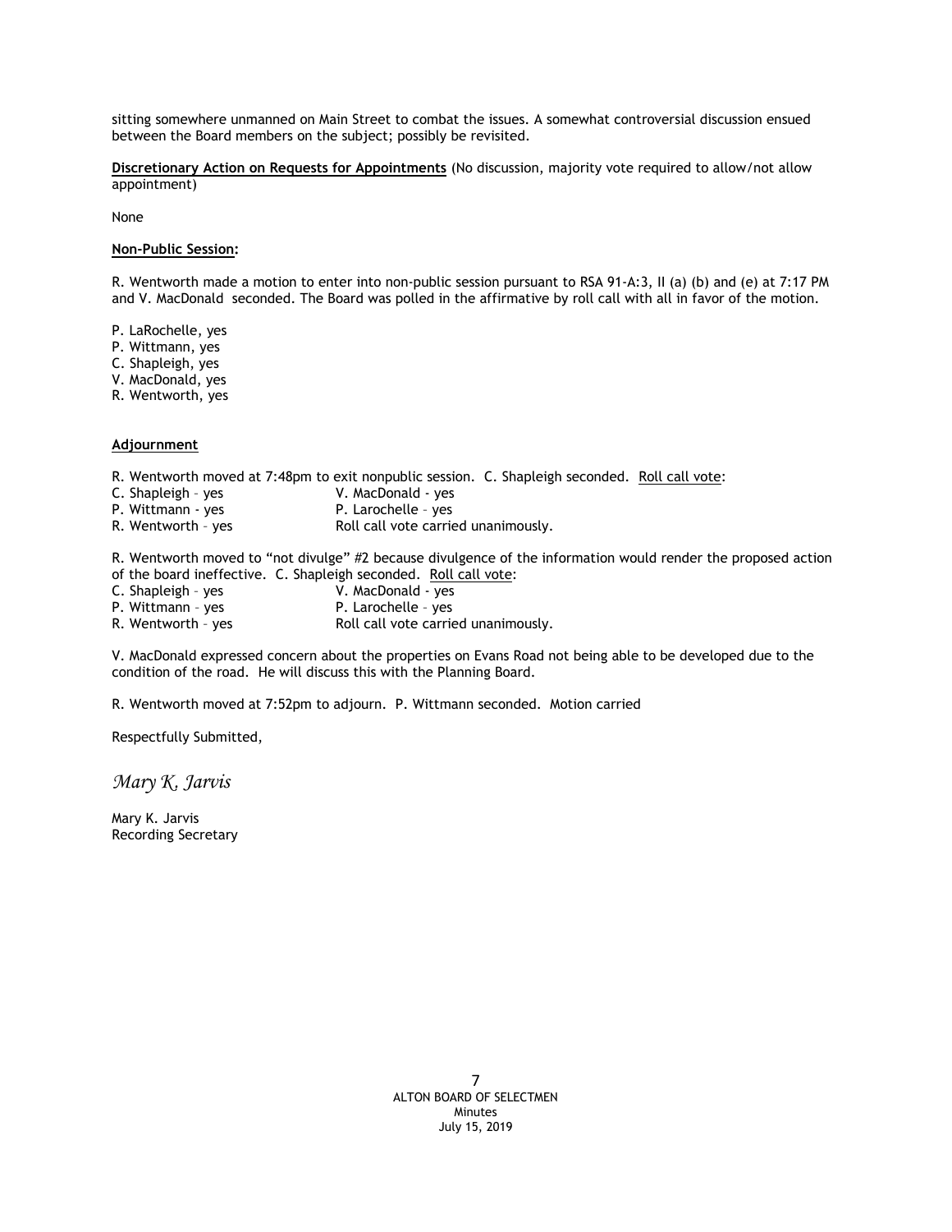sitting somewhere unmanned on Main Street to combat the issues. A somewhat controversial discussion ensued between the Board members on the subject; possibly be revisited.

**Discretionary Action on Requests for Appointments** (No discussion, majority vote required to allow/not allow appointment)

None

**Non-Public Session:**

R. Wentworth made a motion to enter into non-public session pursuant to RSA 91-A:3, II (a) (b) and (e) at 7:17 PM and V. MacDonald seconded. The Board was polled in the affirmative by roll call with all in favor of the motion.

P. LaRochelle, yes
P. Wittmann, yes
C. Shapleigh, yes
V. MacDonald, yes
R. Wentworth, yes

**Adjournment**

R. Wentworth moved at 7:48pm to exit nonpublic session. C. Shapleigh seconded. Roll call vote:

| | |
|---|---|
| C. Shapleigh – yes | V. MacDonald - yes |
| P. Wittmann - yes | P. Larochelle – yes |
| R. Wentworth – yes | Roll call vote carried unanimously. |

R. Wentworth moved to "not divulge" #2 because divulgence of the information would render the proposed action of the board ineffective. C. Shapleigh seconded. Roll call vote:

| | |
|---|---|
| C. Shapleigh – yes | V. MacDonald - yes |
| P. Wittmann – yes | P. Larochelle – yes |
| R. Wentworth – yes | Roll call vote carried unanimously. |

V. MacDonald expressed concern about the properties on Evans Road not being able to be developed due to the condition of the road. He will discuss this with the Planning Board.

R. Wentworth moved at 7:52pm to adjourn. P. Wittmann seconded. Motion carried

Respectfully Submitted,

*Mary K. Jarvis*

Mary K. Jarvis
Recording Secretary